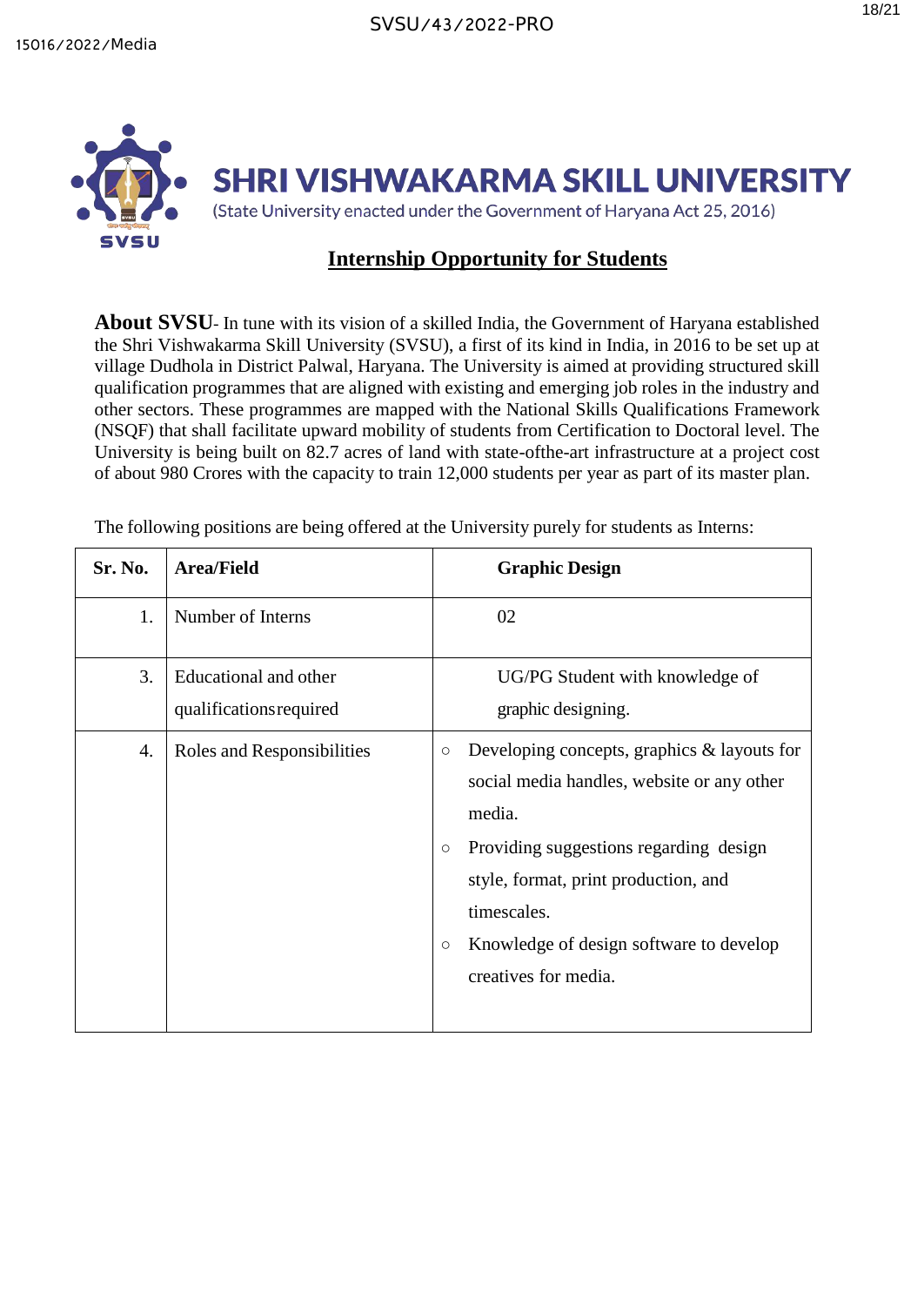# SHRI VISHWAKARMA SKILL UNIVERSITY

(State University enacted under the Government of Haryana Act 25, 2016)

## Internship Opportunity for Students

**About SVSU**- In tune with its vision of a skilled India, the Government of Haryana established the Shri Vishwakarma Skill University (SVSU), a first of its kind in India, in 2016 to be set up at village Dudhola in District Palwal, Haryana. The University is aimed at providing structured skill qualification programmes that are aligned with existing and emerging job roles in the industry and other sectors. These programmes are mapped with the National Skills Qualifications Framework (NSQF) that shall facilitate upward mobility of students from Certification to Doctoral level. The University is being built on 82.7 acres of land with state-ofthe-art infrastructure at a project cost of about 980 Crores with the capacity to train 12,000 students per year as part of its master plan.

The following positions are being offered at the University purely for students as Interns:

| Sr. No. | Area/Field | Graphic Design |
|---|---|---|
| 1. | Number of Interns | 02 |
| 3. | Educational and other qualificationsrequired | UG/PG Student with knowledge of graphic designing. |
| 4. | Roles and Responsibilities | ○ Developing concepts, graphics & layouts for social media handles, website or any other media.<br>○ Providing suggestions regarding design style, format, print production, and timescales.<br>○ Knowledge of design software to develop creatives for media. |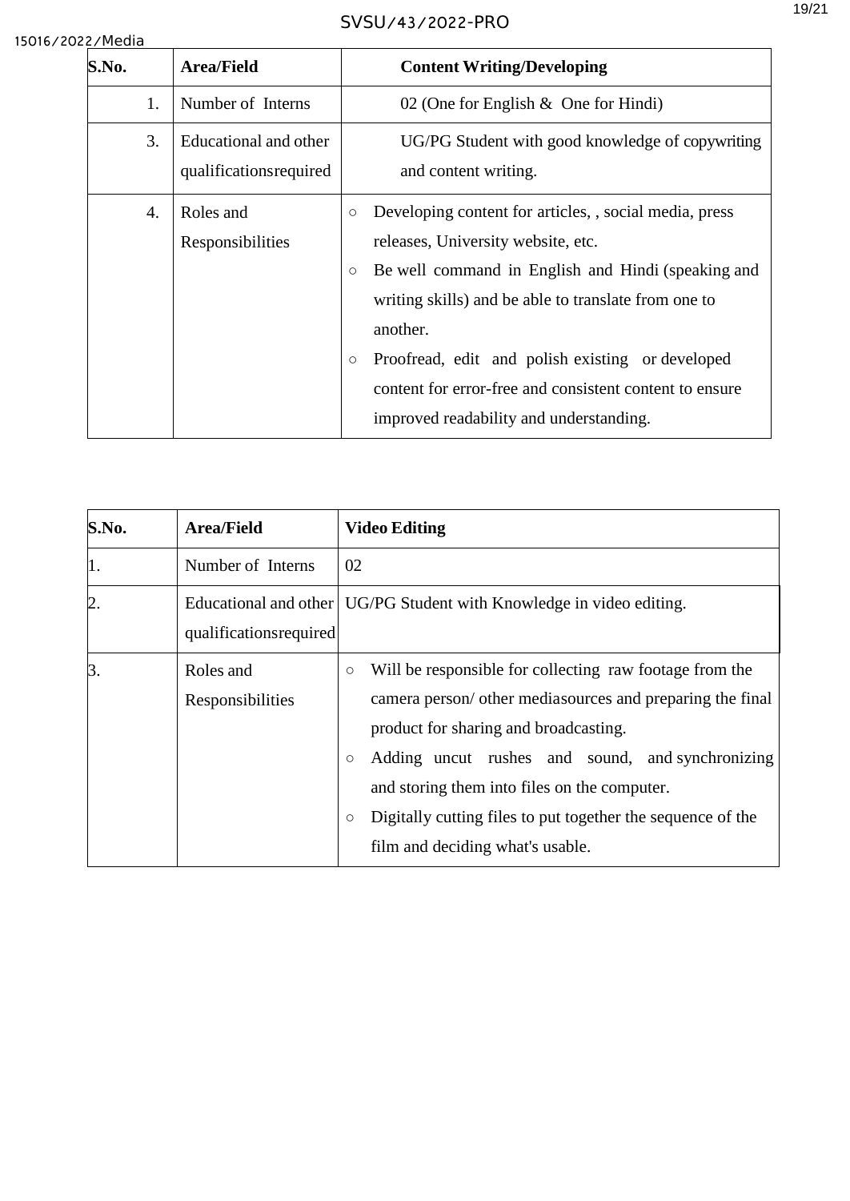| S.No. | Area/Field | Content Writing/Developing |
|---|---|---|
| 1. | Number of Interns | 02 (One for English & One for Hindi) |
| 3. | Educational and other qualificationsrequired | UG/PG Student with good knowledge of copywriting and content writing. |
| 4. | Roles and Responsibilities | ○ Developing content for articles, , social media, press releases, University website, etc.<br>○ Be well command in English and Hindi (speaking and writing skills) and be able to translate from one to another.<br>○ Proofread, edit and polish existing or developed content for error-free and consistent content to ensure improved readability and understanding. |

| S.No. | Area/Field | Video Editing |
|---|---|---|
| 1. | Number of Interns | 02 |
| 2. | Educational and other qualificationsrequired | UG/PG Student with Knowledge in video editing. |
| 3. | Roles and Responsibilities | ○ Will be responsible for collecting raw footage from the camera person/ other mediasources and preparing the final product for sharing and broadcasting.<br>○ Adding uncut rushes and sound, and synchronizing and storing them into files on the computer.<br>○ Digitally cutting files to put together the sequence of the film and deciding what's usable. |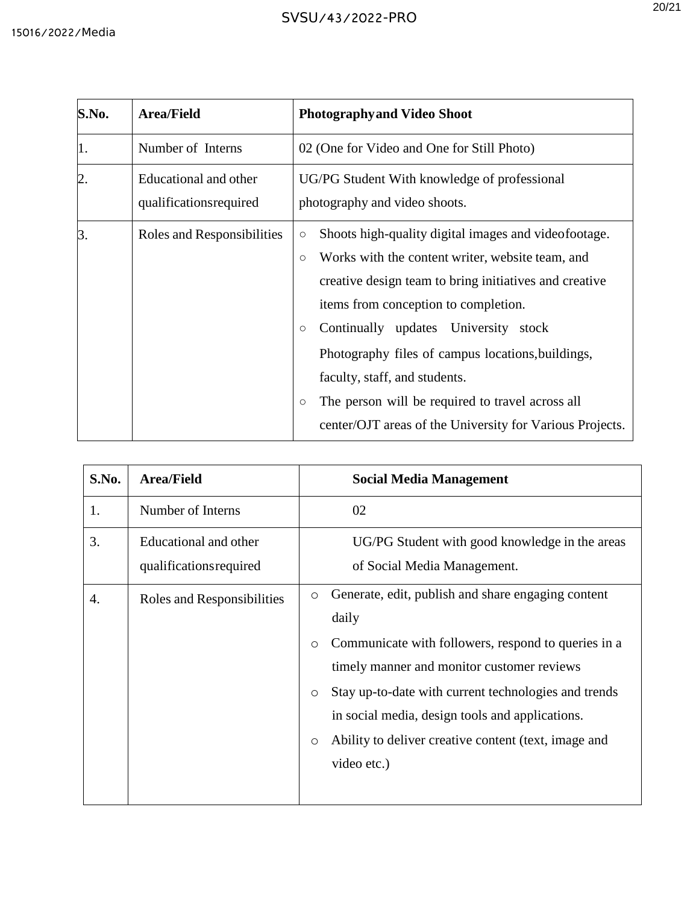| S.No. | Area/Field | Photography and Video Shoot |
|---|---|---|
| 1. | Number of Interns | 02 (One for Video and One for Still Photo) |
| 2. | Educational and other qualifications required | UG/PG Student With knowledge of professional photography and video shoots. |
| 3. | Roles and Responsibilities | ○ Shoots high-quality digital images and video footage.<br>○ Works with the content writer, website team, and creative design team to bring initiatives and creative items from conception to completion.<br>○ Continually updates University stock Photography files of campus locations, buildings, faculty, staff, and students.<br>○ The person will be required to travel across all center/OJT areas of the University for Various Projects. |

| S.No. | Area/Field | Social Media Management |
|---|---|---|
| 1. | Number of Interns | 02 |
| 3. | Educational and other qualifications required | UG/PG Student with good knowledge in the areas of Social Media Management. |
| 4. | Roles and Responsibilities | o Generate, edit, publish and share engaging content daily<br>o Communicate with followers, respond to queries in a timely manner and monitor customer reviews<br>o Stay up-to-date with current technologies and trends in social media, design tools and applications.<br>o Ability to deliver creative content (text, image and video etc.) |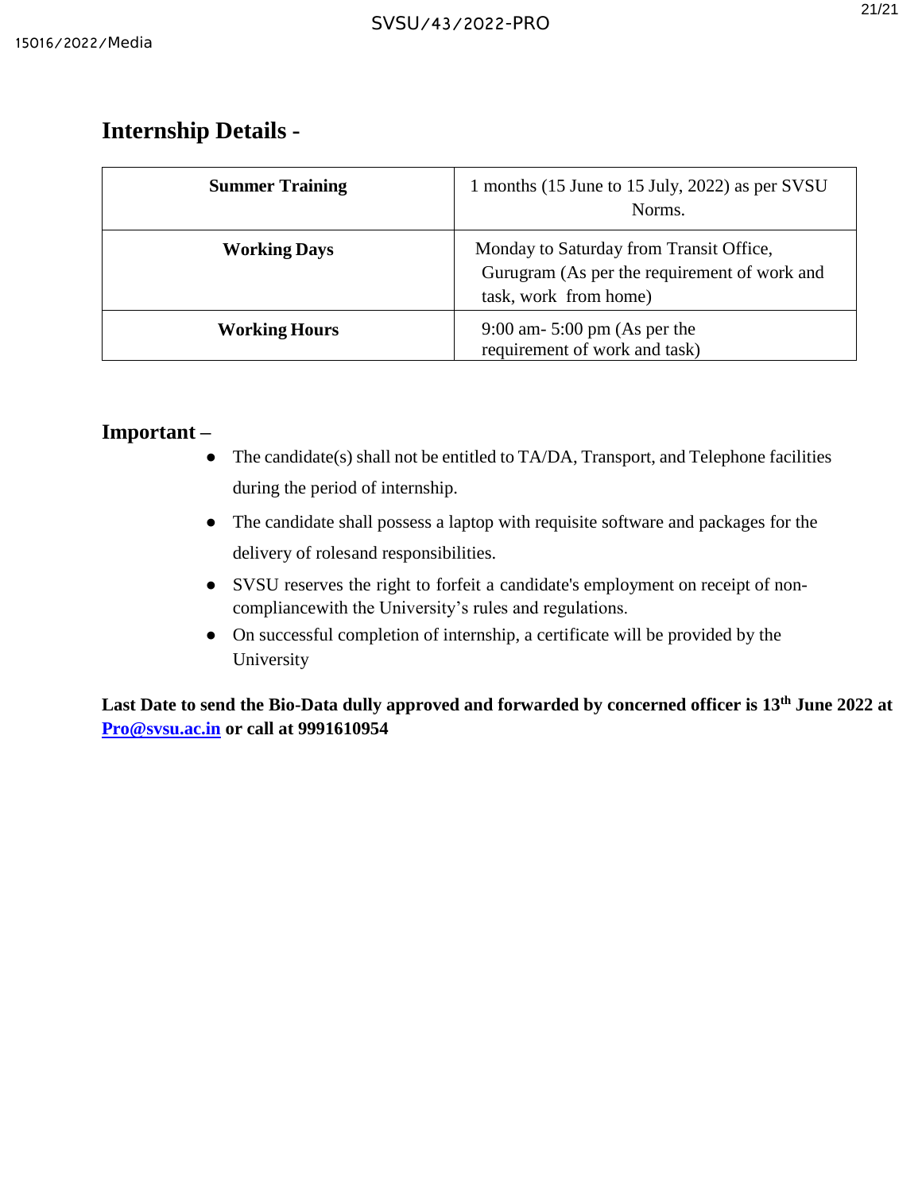## Internship Details -

| | |
|---|---|
| **Summer Training** | 1 months (15 June to 15 July, 2022) as per SVSU Norms. |
| **Working Days** | Monday to Saturday from Transit Office, Gurugram (As per the requirement of work and task, work from home) |
| **Working Hours** | 9:00 am- 5:00 pm (As per the requirement of work and task) |

## Important –

- The candidate(s) shall not be entitled to TA/DA, Transport, and Telephone facilities during the period of internship.
- The candidate shall possess a laptop with requisite software and packages for the delivery of rolesand responsibilities.
- SVSU reserves the right to forfeit a candidate's employment on receipt of non-compliancewith the University's rules and regulations.
- On successful completion of internship, a certificate will be provided by the University

**Last Date to send the Bio-Data dully approved and forwarded by concerned officer is 13th June 2022 at [Pro@svsu.ac.in](mailto:Pro@svsu.ac.in) or call at 9991610954**